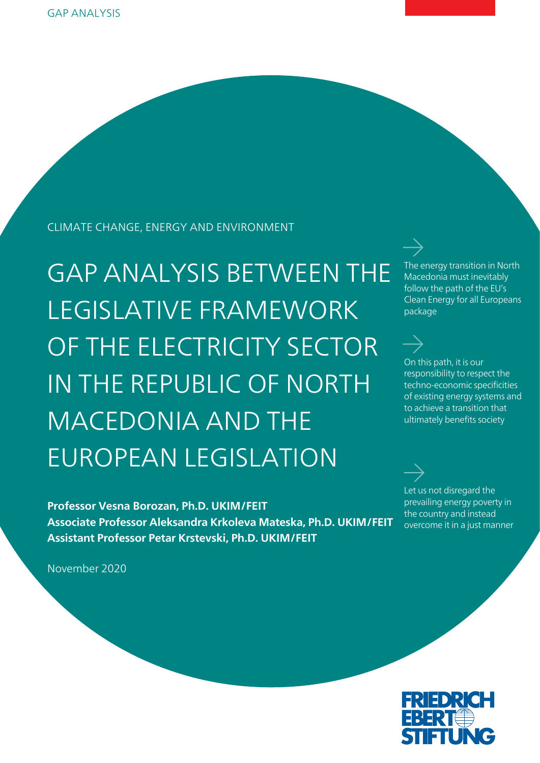GAP ANALYSIS

CLIMATE CHANGE, ENERGY AND ENVIRONMENT

# GAP ANALYSIS BETWEEN THE LEGISLATIVE FRAMEWORK OF THE ELECTRICITY SECTOR IN THE REPUBLIC OF NORTH MACEDONIA AND THE EUROPEAN LEGISLATION

**Professor Vesna Borozan, Ph.D. UKIM/FEIT**
**Associate Professor Aleksandra Krkoleva Mateska, Ph.D. UKIM/FEIT**
**Assistant Professor Petar Krstevski, Ph.D. UKIM/FEIT**

November 2020

→ The energy transition in North Macedonia must inevitably follow the path of the EU's Clean Energy for all Europeans package

→ On this path, it is our responsibility to respect the techno-economic specificities of existing energy systems and to achieve a transition that ultimately benefits society

→ Let us not disregard the prevailing energy poverty in the country and instead overcome it in a just manner

FRIEDRICH EBERT STIFTUNG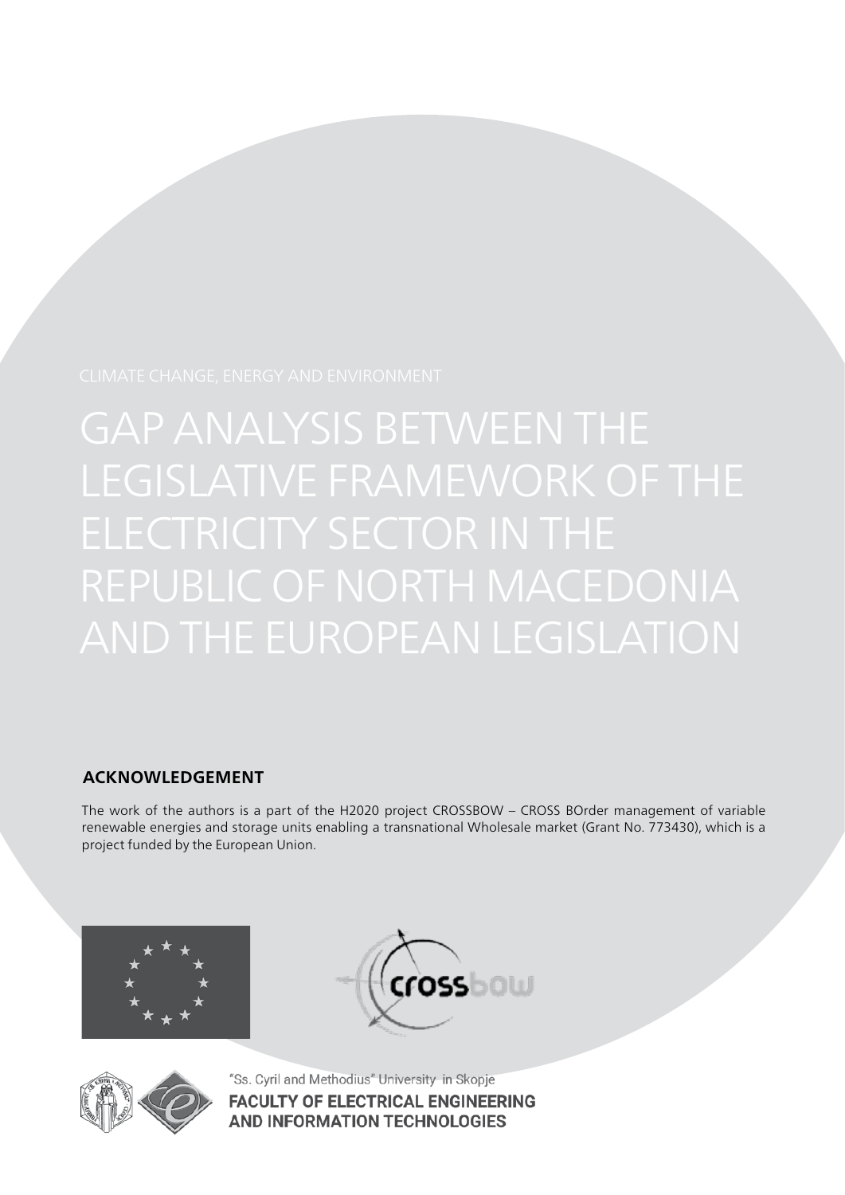CLIMATE CHANGE, ENERGY AND ENVIRONMENT

# GAP ANALYSIS BETWEEN THE LEGISLATIVE FRAMEWORK OF THE ELECTRICITY SECTOR IN THE REPUBLIC OF NORTH MACEDONIA AND THE EUROPEAN LEGISLATION

## ACKNOWLEDGEMENT

The work of the authors is a part of the H2020 project CROSSBOW – CROSS BOrder management of variable renewable energies and storage units enabling a transnational Wholesale market (Grant No. 773430), which is a project funded by the European Union.

"Ss. Cyril and Methodius" University in Skopje

**FACULTY OF ELECTRICAL ENGINEERING AND INFORMATION TECHNOLOGIES**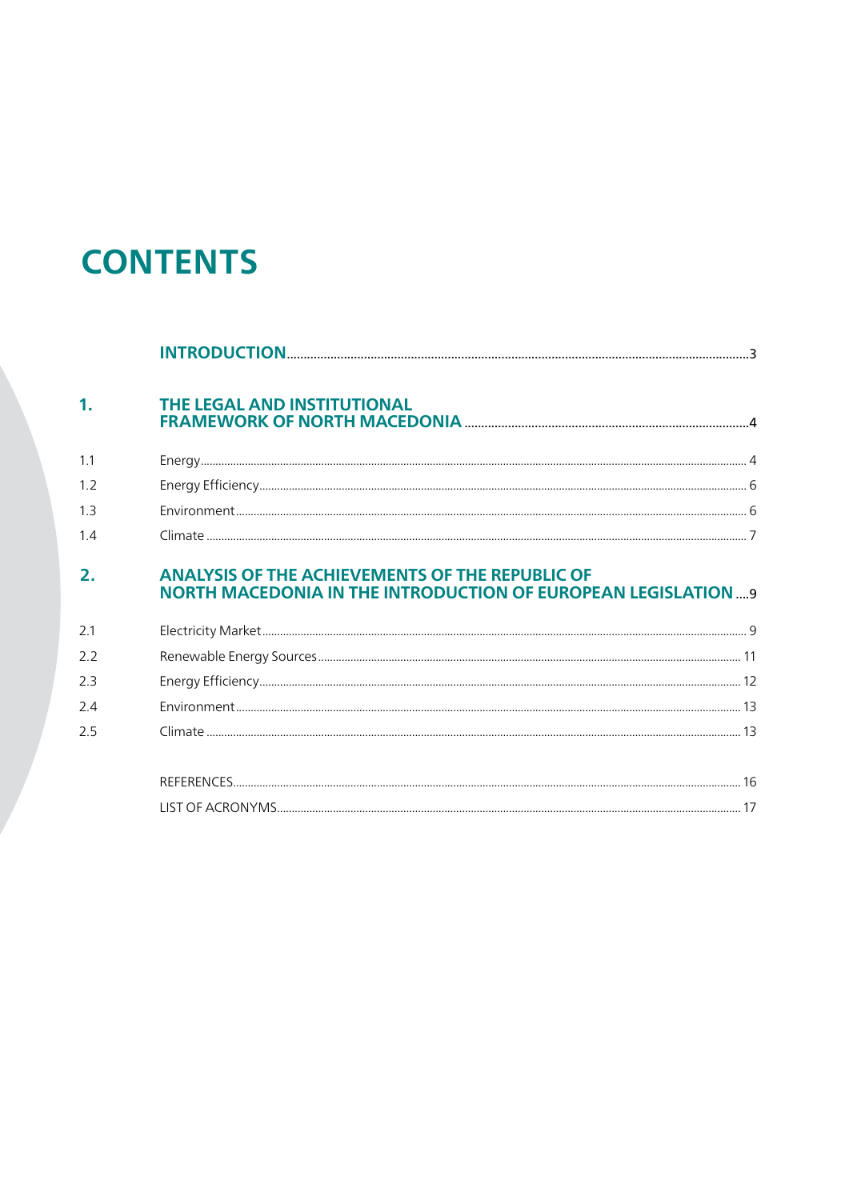# CONTENTS

| | | |
|---|---|---|
| | **INTRODUCTION** | 3 |
| **1.** | **THE LEGAL AND INSTITUTIONAL FRAMEWORK OF NORTH MACEDONIA** | 4 |
| 1.1 | Energy | 4 |
| 1.2 | Energy Efficiency | 6 |
| 1.3 | Environment | 6 |
| 1.4 | Climate | 7 |
| **2.** | **ANALYSIS OF THE ACHIEVEMENTS OF THE REPUBLIC OF NORTH MACEDONIA IN THE INTRODUCTION OF EUROPEAN LEGISLATION** | 9 |
| 2.1 | Electricity Market | 9 |
| 2.2 | Renewable Energy Sources | 11 |
| 2.3 | Energy Efficiency | 12 |
| 2.4 | Environment | 13 |
| 2.5 | Climate | 13 |
| | REFERENCES | 16 |
| | LIST OF ACRONYMS | 17 |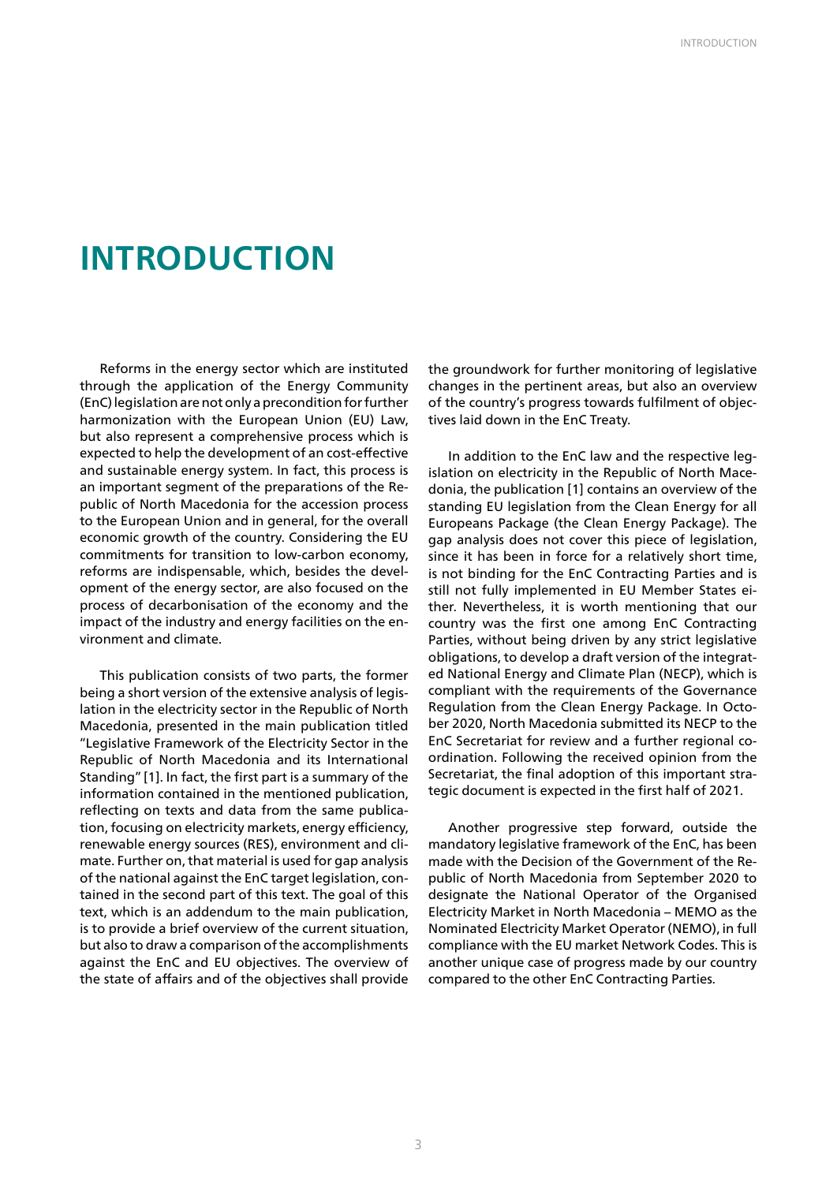# INTRODUCTION

Reforms in the energy sector which are instituted through the application of the Energy Community (EnC) legislation are not only a precondition for further harmonization with the European Union (EU) Law, but also represent a comprehensive process which is expected to help the development of an cost-effective and sustainable energy system. In fact, this process is an important segment of the preparations of the Republic of North Macedonia for the accession process to the European Union and in general, for the overall economic growth of the country. Considering the EU commitments for transition to low-carbon economy, reforms are indispensable, which, besides the development of the energy sector, are also focused on the process of decarbonisation of the economy and the impact of the industry and energy facilities on the environment and climate.

This publication consists of two parts, the former being a short version of the extensive analysis of legislation in the electricity sector in the Republic of North Macedonia, presented in the main publication titled "Legislative Framework of the Electricity Sector in the Republic of North Macedonia and its International Standing" [1]. In fact, the first part is a summary of the information contained in the mentioned publication, reflecting on texts and data from the same publication, focusing on electricity markets, energy efficiency, renewable energy sources (RES), environment and climate. Further on, that material is used for gap analysis of the national against the EnC target legislation, contained in the second part of this text. The goal of this text, which is an addendum to the main publication, is to provide a brief overview of the current situation, but also to draw a comparison of the accomplishments against the EnC and EU objectives. The overview of the state of affairs and of the objectives shall provide the groundwork for further monitoring of legislative changes in the pertinent areas, but also an overview of the country's progress towards fulfilment of objectives laid down in the EnC Treaty.

In addition to the EnC law and the respective legislation on electricity in the Republic of North Macedonia, the publication [1] contains an overview of the standing EU legislation from the Clean Energy for all Europeans Package (the Clean Energy Package). The gap analysis does not cover this piece of legislation, since it has been in force for a relatively short time, is not binding for the EnC Contracting Parties and is still not fully implemented in EU Member States either. Nevertheless, it is worth mentioning that our country was the first one among EnC Contracting Parties, without being driven by any strict legislative obligations, to develop a draft version of the integrated National Energy and Climate Plan (NECP), which is compliant with the requirements of the Governance Regulation from the Clean Energy Package. In October 2020, North Macedonia submitted its NECP to the EnC Secretariat for review and a further regional coordination. Following the received opinion from the Secretariat, the final adoption of this important strategic document is expected in the first half of 2021.

Another progressive step forward, outside the mandatory legislative framework of the EnC, has been made with the Decision of the Government of the Republic of North Macedonia from September 2020 to designate the National Operator of the Organised Electricity Market in North Macedonia – MEMO as the Nominated Electricity Market Operator (NEMO), in full compliance with the EU market Network Codes. This is another unique case of progress made by our country compared to the other EnC Contracting Parties.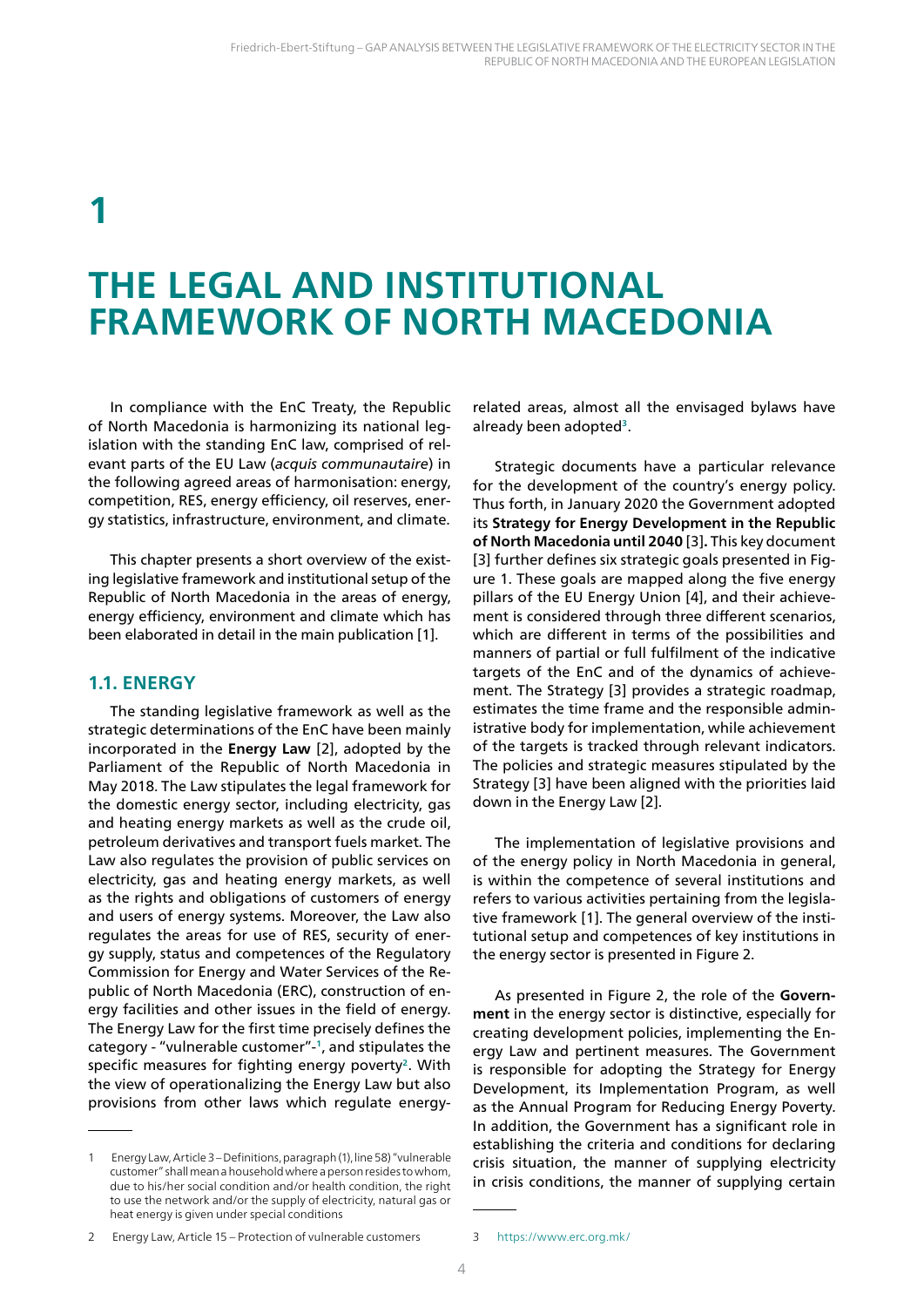# 1

# THE LEGAL AND INSTITUTIONAL FRAMEWORK OF NORTH MACEDONIA

In compliance with the EnC Treaty, the Republic of North Macedonia is harmonizing its national legislation with the standing EnC law, comprised of relevant parts of the EU Law (*acquis communautaire*) in the following agreed areas of harmonisation: energy, competition, RES, energy efficiency, oil reserves, energy statistics, infrastructure, environment, and climate.

This chapter presents a short overview of the existing legislative framework and institutional setup of the Republic of North Macedonia in the areas of energy, energy efficiency, environment and climate which has been elaborated in detail in the main publication [1].

## 1.1. ENERGY

The standing legislative framework as well as the strategic determinations of the EnC have been mainly incorporated in the **Energy Law** [2], adopted by the Parliament of the Republic of North Macedonia in May 2018. The Law stipulates the legal framework for the domestic energy sector, including electricity, gas and heating energy markets as well as the crude oil, petroleum derivatives and transport fuels market. The Law also regulates the provision of public services on electricity, gas and heating energy markets, as well as the rights and obligations of customers of energy and users of energy systems. Moreover, the Law also regulates the areas for use of RES, security of energy supply, status and competences of the Regulatory Commission for Energy and Water Services of the Republic of North Macedonia (ERC), construction of energy facilities and other issues in the field of energy. The Energy Law for the first time precisely defines the category - "vulnerable customer"-[1], and stipulates the specific measures for fighting energy poverty[2]. With the view of operationalizing the Energy Law but also provisions from other laws which regulate energy-related areas, almost all the envisaged bylaws have already been adopted[3].

Strategic documents have a particular relevance for the development of the country's energy policy. Thus forth, in January 2020 the Government adopted its **Strategy for Energy Development in the Republic of North Macedonia until 2040** [3]**.** This key document [3] further defines six strategic goals presented in Figure 1. These goals are mapped along the five energy pillars of the EU Energy Union [4], and their achievement is considered through three different scenarios, which are different in terms of the possibilities and manners of partial or full fulfilment of the indicative targets of the EnC and of the dynamics of achievement. The Strategy [3] provides a strategic roadmap, estimates the time frame and the responsible administrative body for implementation, while achievement of the targets is tracked through relevant indicators. The policies and strategic measures stipulated by the Strategy [3] have been aligned with the priorities laid down in the Energy Law [2].

The implementation of legislative provisions and of the energy policy in North Macedonia in general, is within the competence of several institutions and refers to various activities pertaining from the legislative framework [1]. The general overview of the institutional setup and competences of key institutions in the energy sector is presented in Figure 2.

As presented in Figure 2, the role of the **Government** in the energy sector is distinctive, especially for creating development policies, implementing the Energy Law and pertinent measures. The Government is responsible for adopting the Strategy for Energy Development, its Implementation Program, as well as the Annual Program for Reducing Energy Poverty. In addition, the Government has a significant role in establishing the criteria and conditions for declaring crisis situation, the manner of supplying electricity in crisis conditions, the manner of supplying certain

---

1 Energy Law, Article 3 – Definitions, paragraph (1), line 58) "vulnerable customer" shall mean a household where a person resides to whom, due to his/her social condition and/or health condition, the right to use the network and/or the supply of electricity, natural gas or heat energy is given under special conditions

2 Energy Law, Article 15 – Protection of vulnerable customers

3 https://www.erc.org.mk/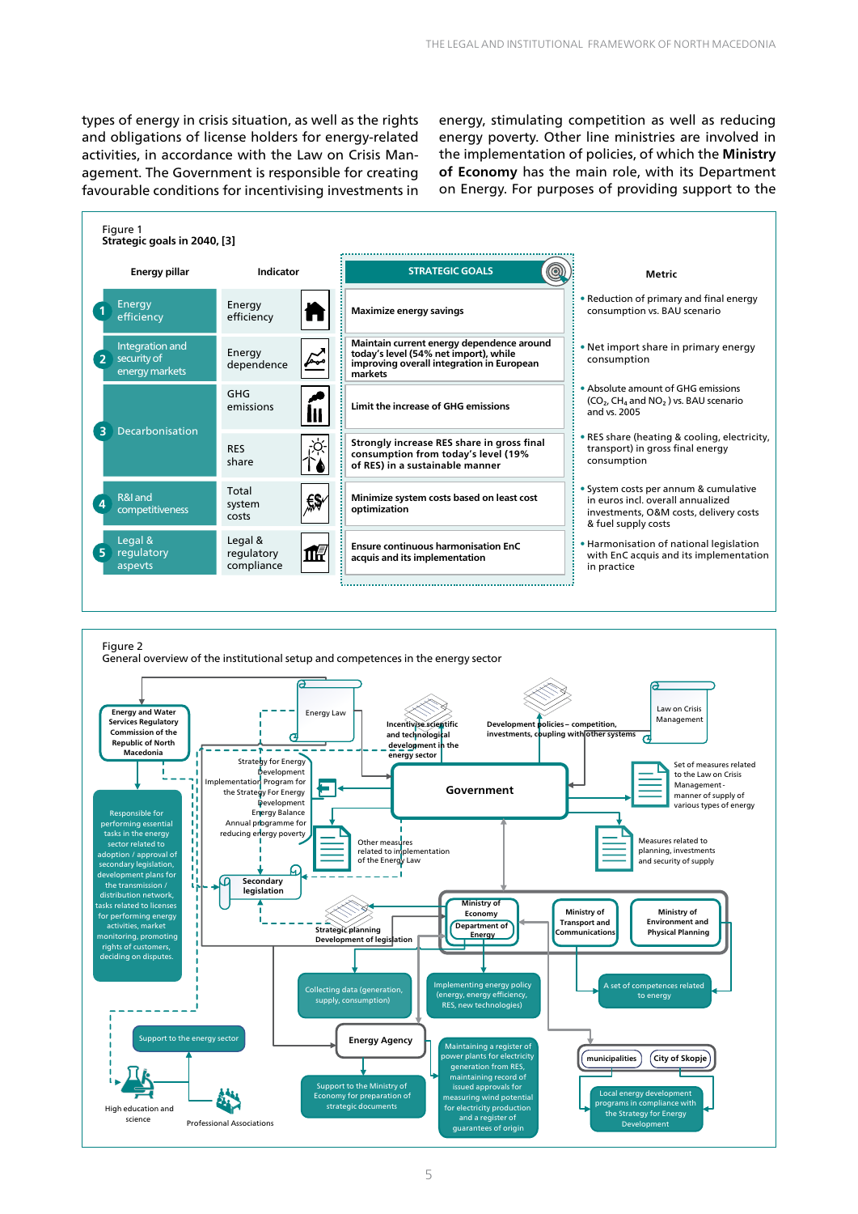types of energy in crisis situation, as well as the rights and obligations of license holders for energy-related activities, in accordance with the Law on Crisis Management. The Government is responsible for creating favourable conditions for incentivising investments in energy, stimulating competition as well as reducing energy poverty. Other line ministries are involved in the implementation of policies, of which the **Ministry of Economy** has the main role, with its Department on Energy. For purposes of providing support to the

Figure 1
**Strategic goals in 2040, [3]**

| Energy pillar | Indicator | STRATEGIC GOALS | Metric |
|---|---|---|---|
| 1 Energy efficiency | Energy efficiency | Maximize energy savings | • Reduction of primary and final energy consumption vs. BAU scenario |
| 2 Integration and security of energy markets | Energy dependence | Maintain current energy dependence around today's level (54% net import), while improving overall integration in European markets | • Net import share in primary energy consumption |
| 3 Decarbonisation | GHG emissions | Limit the increase of GHG emissions | • Absolute amount of GHG emissions ($CO_2$, $CH_4$ and $NO_2$ ) vs. BAU scenario and vs. 2005 |
| | RES share | Strongly increase RES share in gross final consumption from today's level (19% of RES) in a sustainable manner | • RES share (heating & cooling, electricity, transport) in gross final energy consumption |
| 4 R&I and competitiveness | Total system costs | Minimize system costs based on least cost optimization | • System costs per annum & cumulative in euros incl. overall annualized investments, O&M costs, delivery costs & fuel supply costs |
| 5 Legal & regulatory aspevts | Legal & regulatory compliance | Ensure continuous harmonisation EnC acquis and its implementation | • Harmonisation of national legislation with EnC acquis and its implementation in practice |

Figure 2
General overview of the institutional setup and competences in the energy sector

Energy and Water Services Regulatory Commission of the Republic of North Macedonia

Responsible for performing essential tasks in the energy sector related to adoption / approval of secondary legislation, development plans for the transmission / distribution network, tasks related to licenses for performing energy activities, market monitoring, promoting rights of customers, deciding on disputes.

Energy Law

Strategy for Energy Development
Implementation Program for the Strategy For Energy Development
Energy Balance
Annual programme for reducing energy poverty

Secondary legislation

Incentivise scientific and technological development in the energy sector

Development policies – competition, investments, coupling with other systems

Law on Crisis Management

Government

Set of measures related to the Law on Crisis Management - manner of supply of various types of energy

Other measures related to implementation of the Energy Law

Measures related to planning, investments and security of supply

Strategic planning Development of legislation

Ministry of Economy – Department of Energy

Ministry of Transport and Communications

Ministry of Environment and Physical Planning

Collecting data (generation, supply, consumption)

Implementing energy policy (energy, energy efficiency, RES, new technologies)

A set of competences related to energy

Support to the energy sector

High education and science

Professional Associations

Energy Agency

Support to the Ministry of Economy for preparation of strategic documents

Maintaining a register of power plants for electricity generation from RES, maintaining record of issued approvals for measuring wind potential for electricity production and a register of guarantees of origin

municipalities | City of Skopje

Local energy development programs in compliance with the Strategy for Energy Development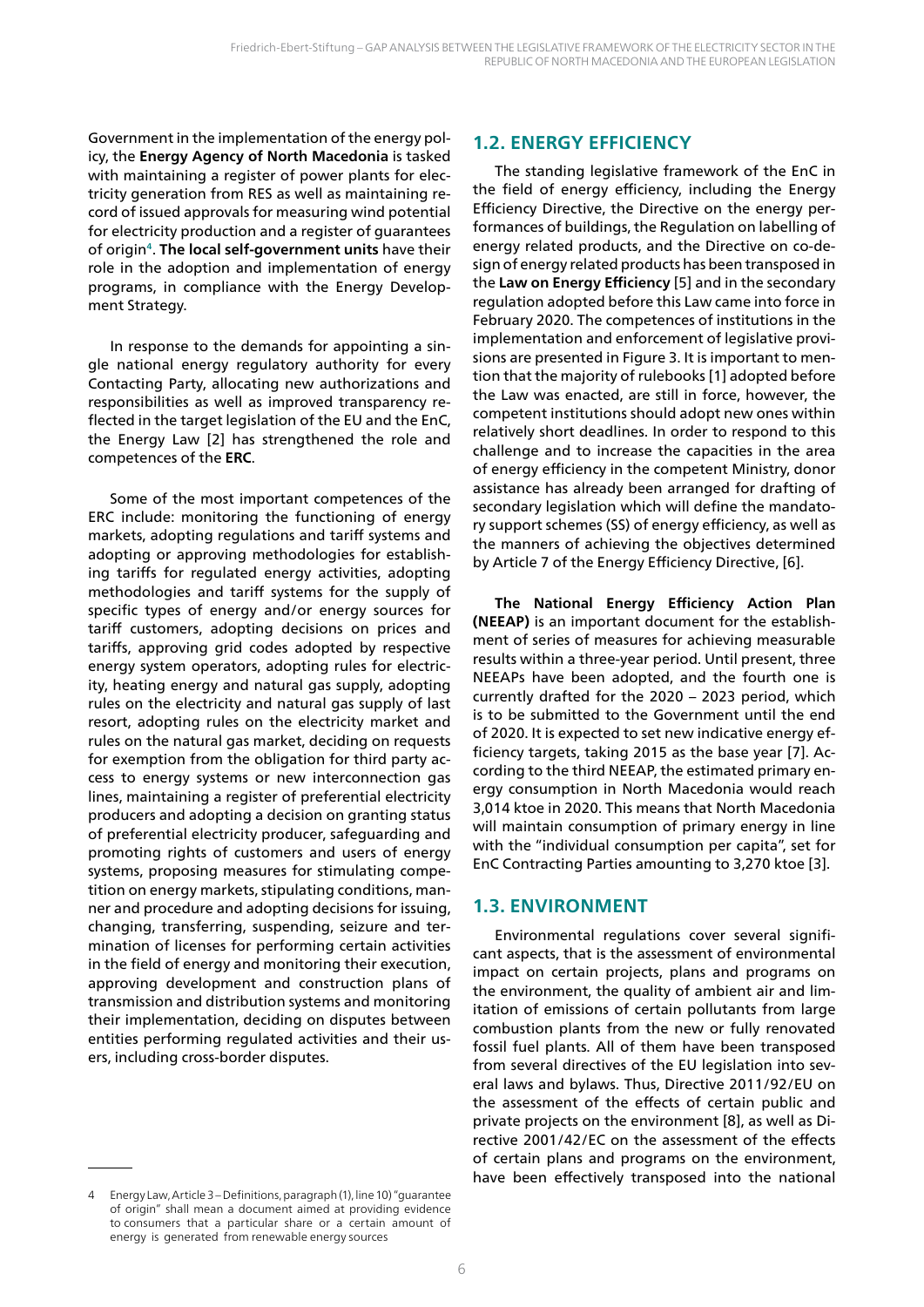Government in the implementation of the energy policy, the **Energy Agency of North Macedonia** is tasked with maintaining a register of power plants for electricity generation from RES as well as maintaining record of issued approvals for measuring wind potential for electricity production and a register of guarantees of origin[4]. **The local self-government units** have their role in the adoption and implementation of energy programs, in compliance with the Energy Development Strategy.

In response to the demands for appointing a single national energy regulatory authority for every Contacting Party, allocating new authorizations and responsibilities as well as improved transparency reflected in the target legislation of the EU and the EnC, the Energy Law [2] has strengthened the role and competences of the **ERC**.

Some of the most important competences of the ERC include: monitoring the functioning of energy markets, adopting regulations and tariff systems and adopting or approving methodologies for establishing tariffs for regulated energy activities, adopting methodologies and tariff systems for the supply of specific types of energy and/or energy sources for tariff customers, adopting decisions on prices and tariffs, approving grid codes adopted by respective energy system operators, adopting rules for electricity, heating energy and natural gas supply, adopting rules on the electricity and natural gas supply of last resort, adopting rules on the electricity market and rules on the natural gas market, deciding on requests for exemption from the obligation for third party access to energy systems or new interconnection gas lines, maintaining a register of preferential electricity producers and adopting a decision on granting status of preferential electricity producer, safeguarding and promoting rights of customers and users of energy systems, proposing measures for stimulating competition on energy markets, stipulating conditions, manner and procedure and adopting decisions for issuing, changing, transferring, suspending, seizure and termination of licenses for performing certain activities in the field of energy and monitoring their execution, approving development and construction plans of transmission and distribution systems and monitoring their implementation, deciding on disputes between entities performing regulated activities and their users, including cross-border disputes.

## 1.2. ENERGY EFFICIENCY

The standing legislative framework of the EnC in the field of energy efficiency, including the Energy Efficiency Directive, the Directive on the energy performances of buildings, the Regulation on labelling of energy related products, and the Directive on co-design of energy related products has been transposed in the **Law on Energy Efficiency** [5] and in the secondary regulation adopted before this Law came into force in February 2020. The competences of institutions in the implementation and enforcement of legislative provisions are presented in Figure 3. It is important to mention that the majority of rulebooks [1] adopted before the Law was enacted, are still in force, however, the competent institutions should adopt new ones within relatively short deadlines. In order to respond to this challenge and to increase the capacities in the area of energy efficiency in the competent Ministry, donor assistance has already been arranged for drafting of secondary legislation which will define the mandatory support schemes (SS) of energy efficiency, as well as the manners of achieving the objectives determined by Article 7 of the Energy Efficiency Directive, [6].

**The National Energy Efficiency Action Plan (NEEAP)** is an important document for the establishment of series of measures for achieving measurable results within a three-year period. Until present, three NEEAPs have been adopted, and the fourth one is currently drafted for the 2020 – 2023 period, which is to be submitted to the Government until the end of 2020. It is expected to set new indicative energy efficiency targets, taking 2015 as the base year [7]. According to the third NEEAP, the estimated primary energy consumption in North Macedonia would reach 3,014 ktoe in 2020. This means that North Macedonia will maintain consumption of primary energy in line with the "individual consumption per capita", set for EnC Contracting Parties amounting to 3,270 ktoe [3].

## 1.3. ENVIRONMENT

Environmental regulations cover several significant aspects, that is the assessment of environmental impact on certain projects, plans and programs on the environment, the quality of ambient air and limitation of emissions of certain pollutants from large combustion plants from the new or fully renovated fossil fuel plants. All of them have been transposed from several directives of the EU legislation into several laws and bylaws. Thus, Directive 2011/92/EU on the assessment of the effects of certain public and private projects on the environment [8], as well as Directive 2001/42/EC on the assessment of the effects of certain plans and programs on the environment, have been effectively transposed into the national

---

4 Energy Law, Article 3 – Definitions, paragraph (1), line 10) "guarantee of origin" shall mean a document aimed at providing evidence to consumers that a particular share or a certain amount of energy is generated from renewable energy sources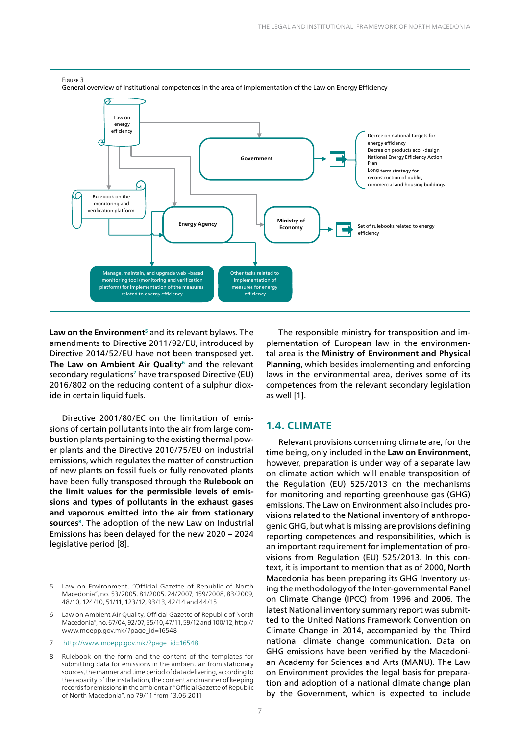Figure 3
General overview of institutional competences in the area of implementation of the Law on Energy Efficiency

Law on energy efficiency

Government

- Decree on national targets for energy efficiency
- Decree on products eco -design
- National Energy Efficiency Action Plan
- Long-term strategy for reconstruction of public, commercial and housing buildings

Rulebook on the monitoring and verification platform

Energy Agency

Ministry of Economy

Set of rulebooks related to energy efficiency

Manage, maintain, and upgrade web -based monitoring tool (monitoring and verification platform) for implementation of the measures related to energy efficiency

Other tasks related to implementation of measures for energy efficiency

**Law on the Environment**[5] and its relevant bylaws. The amendments to Directive 2011/92/EU, introduced by Directive 2014/52/EU have not been transposed yet. **The Law on Ambient Air Quality**[6] and the relevant secondary regulations[7] have transposed Directive (EU) 2016/802 on the reducing content of a sulphur dioxide in certain liquid fuels.

Directive 2001/80/EC on the limitation of emissions of certain pollutants into the air from large combustion plants pertaining to the existing thermal power plants and the Directive 2010/75/EU on industrial emissions, which regulates the matter of construction of new plants on fossil fuels or fully renovated plants have been fully transposed through the **Rulebook on the limit values for the permissible levels of emissions and types of pollutants in the exhaust gases and vaporous emitted into the air from stationary sources**[8]. The adoption of the new Law on Industrial Emissions has been delayed for the new 2020 – 2024 legislative period [8].

The responsible ministry for transposition and implementation of European law in the environmental area is the **Ministry of Environment and Physical Planning**, which besides implementing and enforcing laws in the environmental area, derives some of its competences from the relevant secondary legislation as well [1].

## 1.4. CLIMATE

Relevant provisions concerning climate are, for the time being, only included in the **Law on Environment**, however, preparation is under way of a separate law on climate action which will enable transposition of the Regulation (EU) 525/2013 on the mechanisms for monitoring and reporting greenhouse gas (GHG) emissions. The Law on Environment also includes provisions related to the National inventory of anthropogenic GHG, but what is missing are provisions defining reporting competences and responsibilities, which is an important requirement for implementation of provisions from Regulation (EU) 525/2013. In this context, it is important to mention that as of 2000, North Macedonia has been preparing its GHG Inventory using the methodology of the Inter-governmental Panel on Climate Change (IPCC) from 1996 and 2006. The latest National inventory summary report was submitted to the United Nations Framework Convention on Climate Change in 2014, accompanied by the Third national climate change communication. Data on GHG emissions have been verified by the Macedonian Academy for Sciences and Arts (MANU). The Law on Environment provides the legal basis for preparation and adoption of a national climate change plan by the Government, which is expected to include

---

5 Law on Environment, "Official Gazette of Republic of North Macedonia", no. 53/2005, 81/2005, 24/2007, 159/2008, 83/2009, 48/10, 124/10, 51/11, 123/12, 93/13, 42/14 and 44/15

6 Law on Ambient Air Quality, Official Gazette of Republic of North Macedonia", no. 67/04, 92/07, 35/10, 47/11, 59/12 and 100/12, http://www.moepp.gov.mk/?page_id=16548

7 http://www.moepp.gov.mk/?page_id=16548

8 Rulebook on the form and the content of the templates for submitting data for emissions in the ambient air from stationary sources, the manner and time period of data delivering, according to the capacity of the installation, the content and manner of keeping records for emissions in the ambient air "Official Gazette of Republic of North Macedonia", no 79/11 from 13.06.2011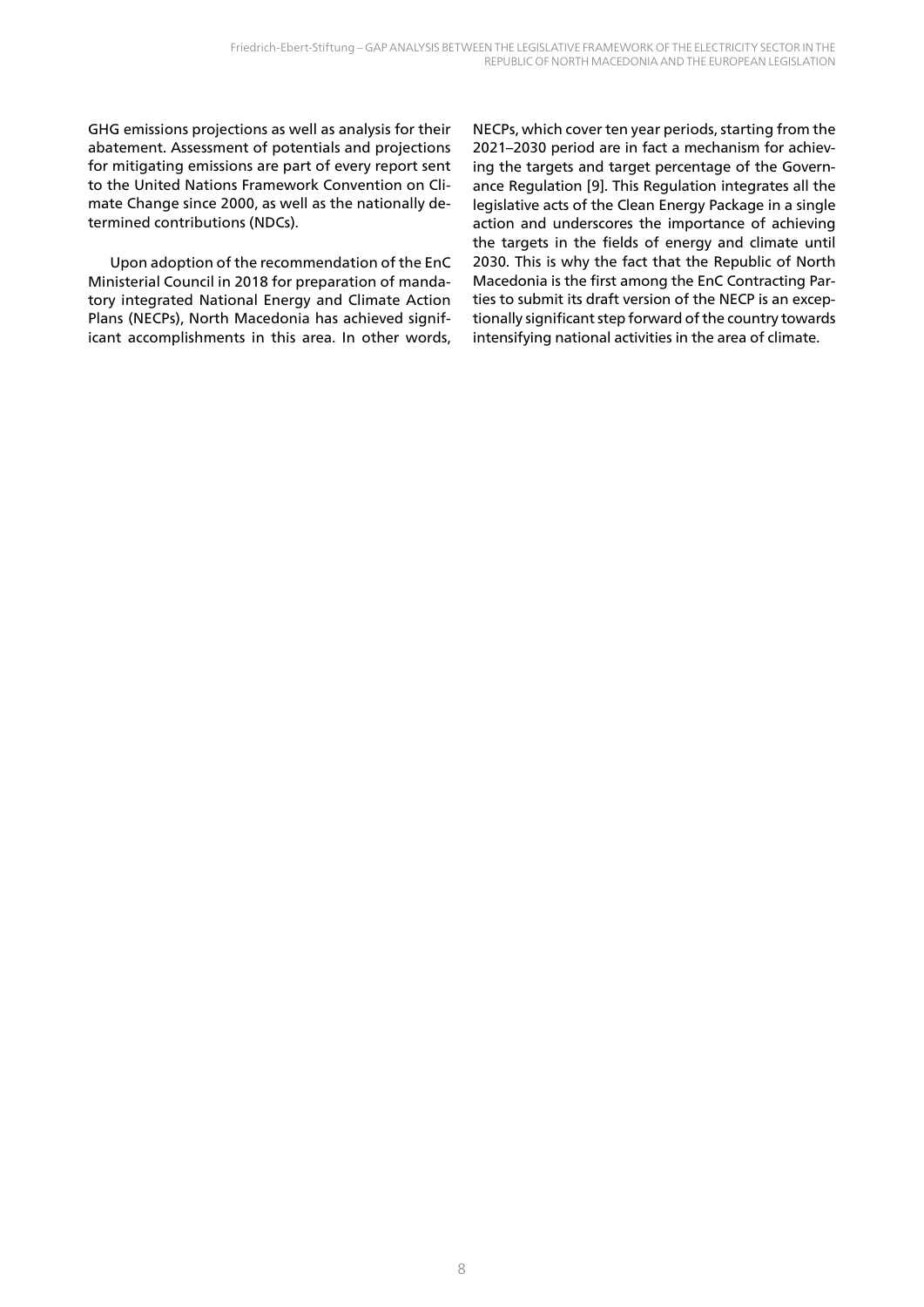GHG emissions projections as well as analysis for their abatement. Assessment of potentials and projections for mitigating emissions are part of every report sent to the United Nations Framework Convention on Climate Change since 2000, as well as the nationally determined contributions (NDCs).

Upon adoption of the recommendation of the EnC Ministerial Council in 2018 for preparation of mandatory integrated National Energy and Climate Action Plans (NECPs), North Macedonia has achieved significant accomplishments in this area. In other words, NECPs, which cover ten year periods, starting from the 2021–2030 period are in fact a mechanism for achieving the targets and target percentage of the Governance Regulation [9]. This Regulation integrates all the legislative acts of the Clean Energy Package in a single action and underscores the importance of achieving the targets in the fields of energy and climate until 2030. This is why the fact that the Republic of North Macedonia is the first among the EnC Contracting Parties to submit its draft version of the NECP is an exceptionally significant step forward of the country towards intensifying national activities in the area of climate.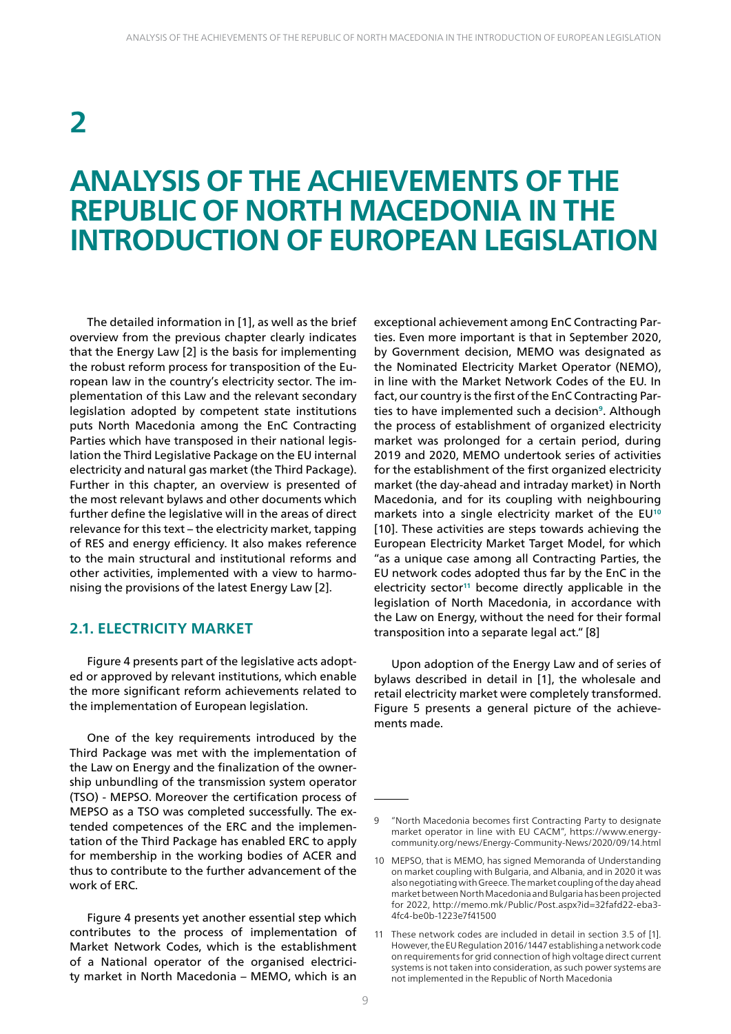# 2

# ANALYSIS OF THE ACHIEVEMENTS OF THE REPUBLIC OF NORTH MACEDONIA IN THE INTRODUCTION OF EUROPEAN LEGISLATION

The detailed information in [1], as well as the brief overview from the previous chapter clearly indicates that the Energy Law [2] is the basis for implementing the robust reform process for transposition of the European law in the country's electricity sector. The implementation of this Law and the relevant secondary legislation adopted by competent state institutions puts North Macedonia among the EnC Contracting Parties which have transposed in their national legislation the Third Legislative Package on the EU internal electricity and natural gas market (the Third Package). Further in this chapter, an overview is presented of the most relevant bylaws and other documents which further define the legislative will in the areas of direct relevance for this text – the electricity market, tapping of RES and energy efficiency. It also makes reference to the main structural and institutional reforms and other activities, implemented with a view to harmonising the provisions of the latest Energy Law [2].

## 2.1. ELECTRICITY MARKET

Figure 4 presents part of the legislative acts adopted or approved by relevant institutions, which enable the more significant reform achievements related to the implementation of European legislation.

One of the key requirements introduced by the Third Package was met with the implementation of the Law on Energy and the finalization of the ownership unbundling of the transmission system operator (TSO) - MEPSO. Moreover the certification process of MEPSO as a TSO was completed successfully. The extended competences of the ERC and the implementation of the Third Package has enabled ERC to apply for membership in the working bodies of ACER and thus to contribute to the further advancement of the work of ERC.

Figure 4 presents yet another essential step which contributes to the process of implementation of Market Network Codes, which is the establishment of a National operator of the organised electricity market in North Macedonia – MEMO, which is an exceptional achievement among EnC Contracting Parties. Even more important is that in September 2020, by Government decision, MEMO was designated as the Nominated Electricity Market Operator (NEMO), in line with the Market Network Codes of the EU. In fact, our country is the first of the EnC Contracting Parties to have implemented such a decision[9]. Although the process of establishment of organized electricity market was prolonged for a certain period, during 2019 and 2020, MEMO undertook series of activities for the establishment of the first organized electricity market (the day-ahead and intraday market) in North Macedonia, and for its coupling with neighbouring markets into a single electricity market of the EU[10] [10]. These activities are steps towards achieving the European Electricity Market Target Model, for which "as a unique case among all Contracting Parties, the EU network codes adopted thus far by the EnC in the electricity sector[11] become directly applicable in the legislation of North Macedonia, in accordance with the Law on Energy, without the need for their formal transposition into a separate legal act." [8]

Upon adoption of the Energy Law and of series of bylaws described in detail in [1], the wholesale and retail electricity market were completely transformed. Figure 5 presents a general picture of the achievements made.

---

9 "North Macedonia becomes first Contracting Party to designate market operator in line with EU CACM", https://www.energy-community.org/news/Energy-Community-News/2020/09/14.html

10 MEPSO, that is MEMO, has signed Memoranda of Understanding on market coupling with Bulgaria, and Albania, and in 2020 it was also negotiating with Greece. The market coupling of the day ahead market between North Macedonia and Bulgaria has been projected for 2022, http://memo.mk/Public/Post.aspx?id=32fafd22-eba3-4fc4-be0b-1223e7f41500

11 These network codes are included in detail in section 3.5 of [1]. However, the EU Regulation 2016/1447 establishing a network code on requirements for grid connection of high voltage direct current systems is not taken into consideration, as such power systems are not implemented in the Republic of North Macedonia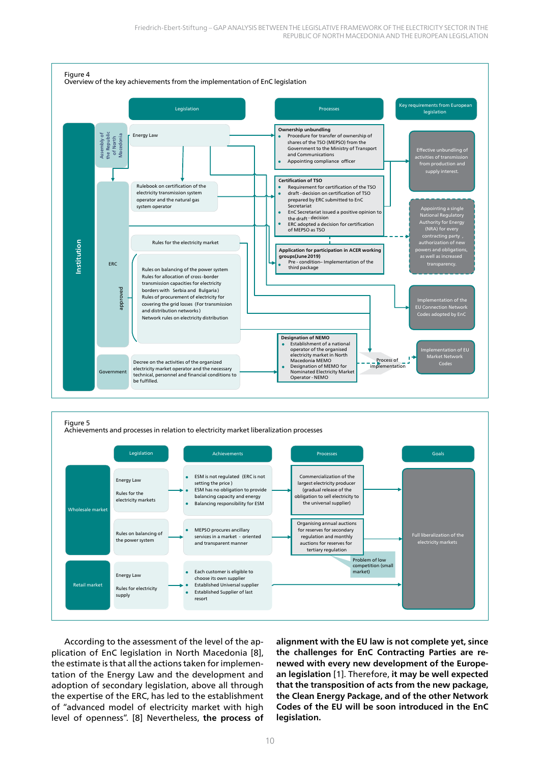Figure 4
Overview of the key achievements from the implementation of EnC legislation

**Institution**

| Institution | Legislation | Processes | Key requirements from European legislation |
|---|---|---|---|
| Assembly of the Republic of North Macedonia | Energy Law | **Ownership unbundling**<br>• Procedure for transfer of ownership of shares of the TSO (MEPSO) from the Government to the Ministry of Transport and Communications<br>• Appointing compliance officer | Effective unbundling of activities of transmission from production and supply interest. |
| ERC (approved) | Rulebook on certification of the electricity transmission system operator and the natural gas system operator | **Certification of TSO**<br>• Requirement for certification of the TSO<br>• draft - decision on certification of TSO prepared by ERC submitted to EnC Secretariat<br>• EnC Secretariat issued a positive opinion to the draft - decision<br>• ERC adopted a decision for certification of MEPSO as TSO | Appointing a single National Regulatory Authority for Energy (NRA) for every contracting party, authorization of new powers and obligations, as well as increased transparency. |
| ERC (approved) | Rules for the electricity market | **Application for participation in ACER working groups(June 2019)**<br>• Pre - condition– Implementation of the third package | |
| ERC (approved) | Rules on balancing of the power system<br>Rules for allocation of cross-border transmission capacities for electricity borders with Serbia and Bulgaria)<br>Rules of procurement of electricity for covering the grid losses (For transmission and distribution networks)<br>Network rules on electricity distribution | | Implementation of the EU Connection Network Codes adopted by EnC |
| Government | Decree on the activities of the organized electricity market operator and the necessary technical, personnel and financial conditions to be fulfilled. | **Designation of NEMO**<br>• Establishment of a national operator of the organised electricity market in North Macedonia MEMO<br>• Designation of MEMO for Nominated Electricity Market Operator - NEMO<br>Process of implementation | Implementation of EU Market Network Codes |

Figure 5
Achievements and processes in relation to electricity market liberalization processes

| | Legislation | Achievements | Processes | Goals |
|---|---|---|---|---|
| Wholesale market | Energy Law<br>Rules for the electricity markets | • ESM is not regulated (ERC is not setting the price)<br>• ESM has no obligation to provide balancing capacity and energy<br>• Balancing responsibility for ESM | Commercialization of the largest electricity producer (gradual release of the obligation to sell electricity to the universal supplier) | Full liberalization of the electricity markets |
| Wholesale market | Rules on balancing of the power system | • MEPSO procures ancillary services in a market - oriented and transparent manner | Organising annual auctions for reserves for secondary regulation and monthly auctions for reserves for tertiary regulation<br>Problem of low competition (small market) | |
| Retail market | Energy Law<br>Rules for electricity supply | • Each customer is eligible to choose its own supplier<br>• Established Universal supplier<br>• Established Supplier of last resort | | |

According to the assessment of the level of the application of EnC legislation in North Macedonia [8], the estimate is that all the actions taken for implementation of the Energy Law and the development and adoption of secondary legislation, above all through the expertise of the ERC, has led to the establishment of "advanced model of electricity market with high level of openness". [8] Nevertheless, **the process of alignment with the EU law is not complete yet, since the challenges for EnC Contracting Parties are renewed with every new development of the European legislation** [1]. Therefore, **it may be well expected that the transposition of acts from the new package, the Clean Energy Package, and of the other Network Codes of the EU will be soon introduced in the EnC legislation.**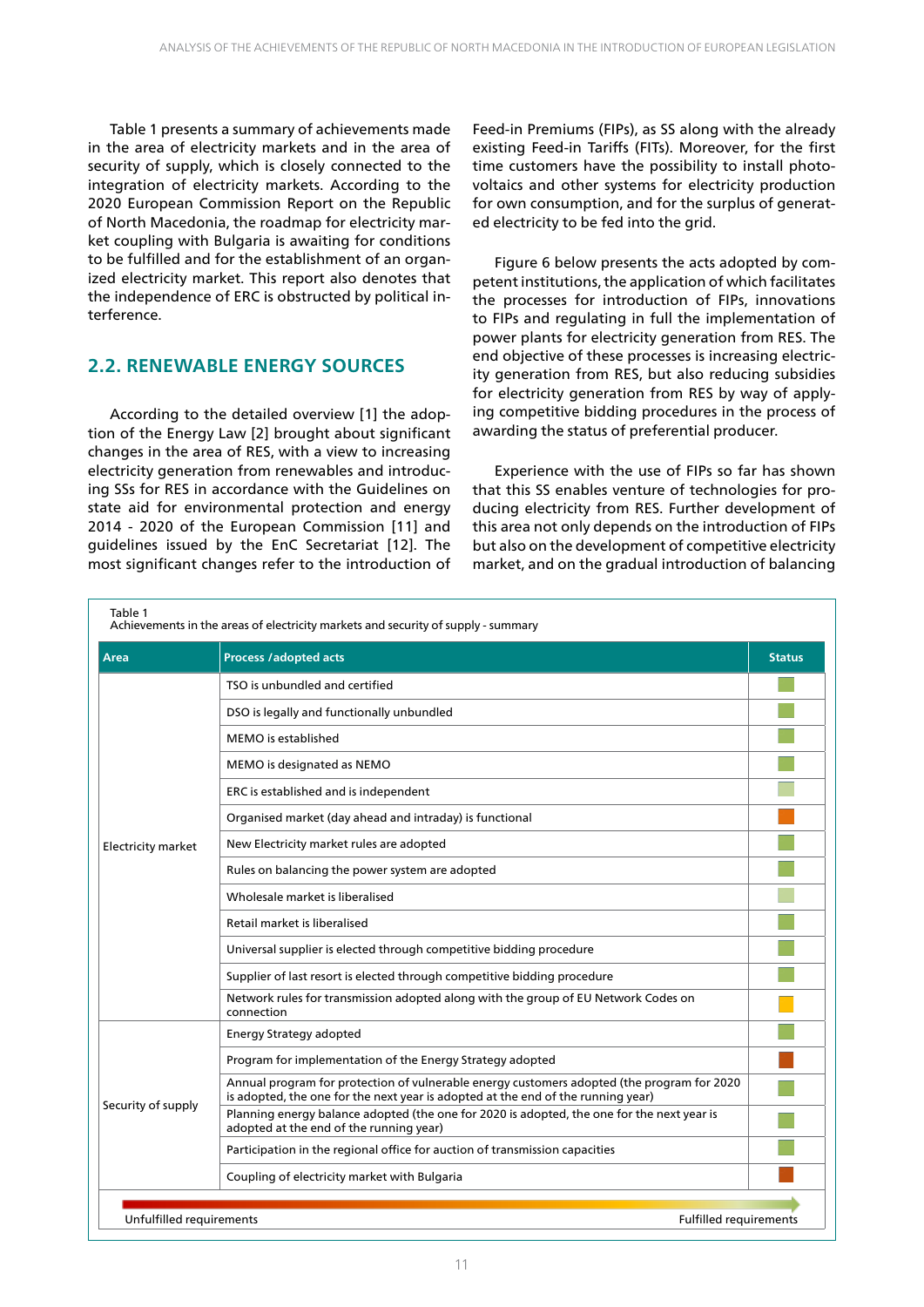Table 1 presents a summary of achievements made in the area of electricity markets and in the area of security of supply, which is closely connected to the integration of electricity markets. According to the 2020 European Commission Report on the Republic of North Macedonia, the roadmap for electricity market coupling with Bulgaria is awaiting for conditions to be fulfilled and for the establishment of an organized electricity market. This report also denotes that the independence of ERC is obstructed by political interference.

## 2.2. RENEWABLE ENERGY SOURCES

According to the detailed overview [1] the adoption of the Energy Law [2] brought about significant changes in the area of RES, with a view to increasing electricity generation from renewables and introducing SSs for RES in accordance with the Guidelines on state aid for environmental protection and energy 2014 - 2020 of the European Commission [11] and guidelines issued by the EnC Secretariat [12]. The most significant changes refer to the introduction of Feed-in Premiums (FIPs), as SS along with the already existing Feed-in Tariffs (FITs). Moreover, for the first time customers have the possibility to install photovoltaics and other systems for electricity production for own consumption, and for the surplus of generated electricity to be fed into the grid.

Figure 6 below presents the acts adopted by competent institutions, the application of which facilitates the processes for introduction of FIPs, innovations to FIPs and regulating in full the implementation of power plants for electricity generation from RES. The end objective of these processes is increasing electricity generation from RES, but also reducing subsidies for electricity generation from RES by way of applying competitive bidding procedures in the process of awarding the status of preferential producer.

Experience with the use of FIPs so far has shown that this SS enables venture of technologies for producing electricity from RES. Further development of this area not only depends on the introduction of FIPs but also on the development of competitive electricity market, and on the gradual introduction of balancing

Table 1
Achievements in the areas of electricity markets and security of supply - summary

| Area | Process /adopted acts | Status |
|---|---|---|
| Electricity market | TSO is unbundled and certified | green |
| | DSO is legally and functionally unbundled | green |
| | MEMO is established | green |
| | MEMO is designated as NEMO | green |
| | ERC is established and is independent | light green |
| | Organised market (day ahead and intraday) is functional | orange |
| | New Electricity market rules are adopted | green |
| | Rules on balancing the power system are adopted | green |
| | Wholesale market is liberalised | light green |
| | Retail market is liberalised | green |
| | Universal supplier is elected through competitive bidding procedure | green |
| | Supplier of last resort is elected through competitive bidding procedure | green |
| | Network rules for transmission adopted along with the group of EU Network Codes on connection | yellow |
| Security of supply | Energy Strategy adopted | green |
| | Program for implementation of the Energy Strategy adopted | red-orange |
| | Annual program for protection of vulnerable energy customers adopted (the program for 2020 is adopted, the one for the next year is adopted at the end of the running year) | green |
| | Planning energy balance adopted (the one for 2020 is adopted, the one for the next year is adopted at the end of the running year) | green |
| | Participation in the regional office for auction of transmission capacities | green |
| | Coupling of electricity market with Bulgaria | red-orange |

Unfulfilled requirements → Fulfilled requirements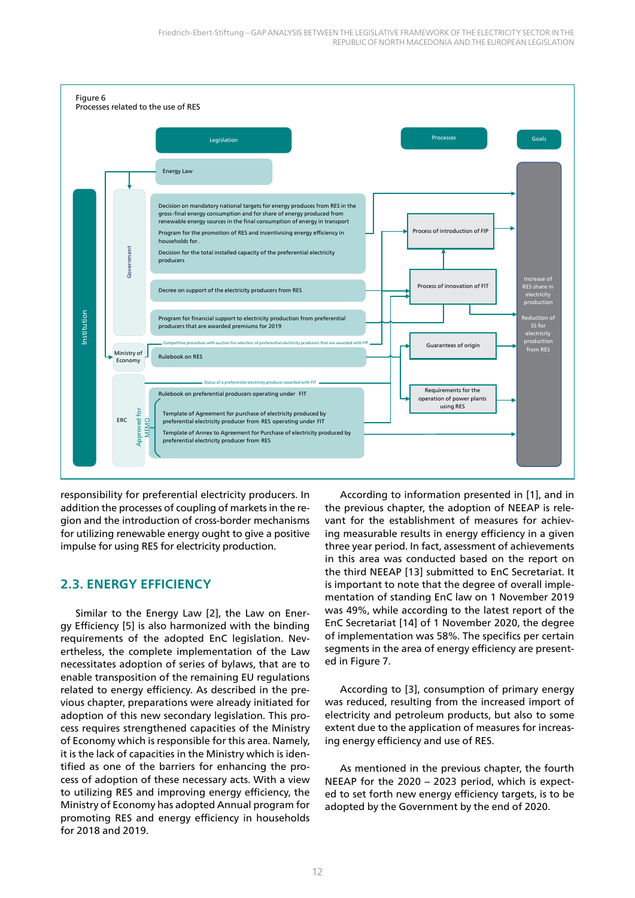Figure 6
Processes related to the use of RES

Legislation

Energy Law

Institution

Government

Decision on mandatory national targets for energy produces from RES in the gross-final energy consumption and for share of energy produced from renewable energy sources in the final consumption of energy in transport

Program for the promotion of RES and incentivising energy efficiency in households for .

Decision for the total installed capacity of the preferential electricity producers

Decree on support of the electricity producers from RES

Program for financial support to electricity production from preferential producers that are awarded premiums for 2019

Competitive procedure with auction for selection of preferential electricity producers that are awarded with FIP

Ministry of Economy

Rulebook on RES

Status of a preferential electricity producer awarded with FIT

ERC

Approved for MEMO

Rulebook on preferential producers operating under FIT

Template of Agreement for purchase of electricity produced by preferential electricity producer from RES operating under FIT

Template of Annex to Agreement for Purchase of electricity produced by preferential electricity producer from RES

Processes

Process of introduction of FIP

Process of innovation of FIT

Guarantees of origin

Requirements for the operation of power plants using RES

Goals

Increase of RES share in electricity production

Reduction of SS for electricity production from RES

responsibility for preferential electricity producers. In addition the processes of coupling of markets in the region and the introduction of cross-border mechanisms for utilizing renewable energy ought to give a positive impulse for using RES for electricity production.

## 2.3. ENERGY EFFICIENCY

Similar to the Energy Law [2], the Law on Energy Efficiency [5] is also harmonized with the binding requirements of the adopted EnC legislation. Nevertheless, the complete implementation of the Law necessitates adoption of series of bylaws, that are to enable transposition of the remaining EU regulations related to energy efficiency. As described in the previous chapter, preparations were already initiated for adoption of this new secondary legislation. This process requires strengthened capacities of the Ministry of Economy which is responsible for this area. Namely, it is the lack of capacities in the Ministry which is identified as one of the barriers for enhancing the process of adoption of these necessary acts. With a view to utilizing RES and improving energy efficiency, the Ministry of Economy has adopted Annual program for promoting RES and energy efficiency in households for 2018 and 2019.

According to information presented in [1], and in the previous chapter, the adoption of NEEAP is relevant for the establishment of measures for achieving measurable results in energy efficiency in a given three year period. In fact, assessment of achievements in this area was conducted based on the report on the third NEEAP [13] submitted to EnC Secretariat. It is important to note that the degree of overall implementation of standing EnC law on 1 November 2019 was 49%, while according to the latest report of the EnC Secretariat [14] of 1 November 2020, the degree of implementation was 58%. The specifics per certain segments in the area of energy efficiency are presented in Figure 7.

According to [3], consumption of primary energy was reduced, resulting from the increased import of electricity and petroleum products, but also to some extent due to the application of measures for increasing energy efficiency and use of RES.

As mentioned in the previous chapter, the fourth NEEAP for the 2020 – 2023 period, which is expected to set forth new energy efficiency targets, is to be adopted by the Government by the end of 2020.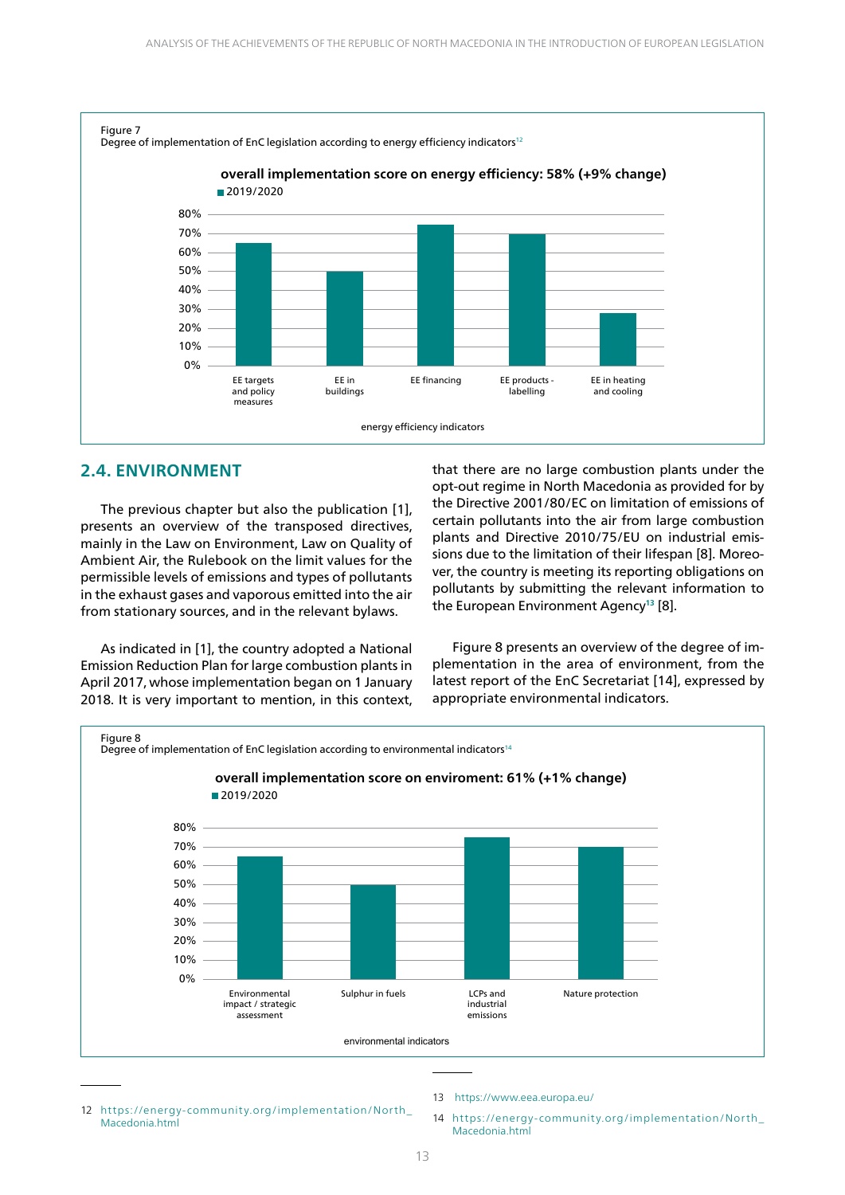Figure 7
Degree of implementation of EnC legislation according to energy efficiency indicators[12]

**overall implementation score on energy efficiency: 58% (+9% change)**

■ 2019/2020

| energy efficiency indicators | 2019/2020 |
|---|---|
| EE targets and policy measures | 65% |
| EE in buildings | 50% |
| EE financing | 75% |
| EE products - labelling | 70% |
| EE in heating and cooling | 28% |

## 2.4. ENVIRONMENT

The previous chapter but also the publication [1], presents an overview of the transposed directives, mainly in the Law on Environment, Law on Quality of Ambient Air, the Rulebook on the limit values for the permissible levels of emissions and types of pollutants in the exhaust gases and vaporous emitted into the air from stationary sources, and in the relevant bylaws.

As indicated in [1], the country adopted a National Emission Reduction Plan for large combustion plants in April 2017, whose implementation began on 1 January 2018. It is very important to mention, in this context, that there are no large combustion plants under the opt-out regime in North Macedonia as provided for by the Directive 2001/80/EC on limitation of emissions of certain pollutants into the air from large combustion plants and Directive 2010/75/EU on industrial emissions due to the limitation of their lifespan [8]. Moreover, the country is meeting its reporting obligations on pollutants by submitting the relevant information to the European Environment Agency[13] [8].

Figure 8 presents an overview of the degree of implementation in the area of environment, from the latest report of the EnC Secretariat [14], expressed by appropriate environmental indicators.

Figure 8
Degree of implementation of EnC legislation according to environmental indicators[14]

**overall implementation score on enviroment: 61% (+1% change)**

■ 2019/2020

| environmental indicators | 2019/2020 |
|---|---|
| Environmental impact / strategic assessment | 65% |
| Sulphur in fuels | 50% |
| LCPs and industrial emissions | 75% |
| Nature protection | 70% |

12 https://energy-community.org/implementation/North_Macedonia.html

13 https://www.eea.europa.eu/

14 https://energy-community.org/implementation/North_Macedonia.html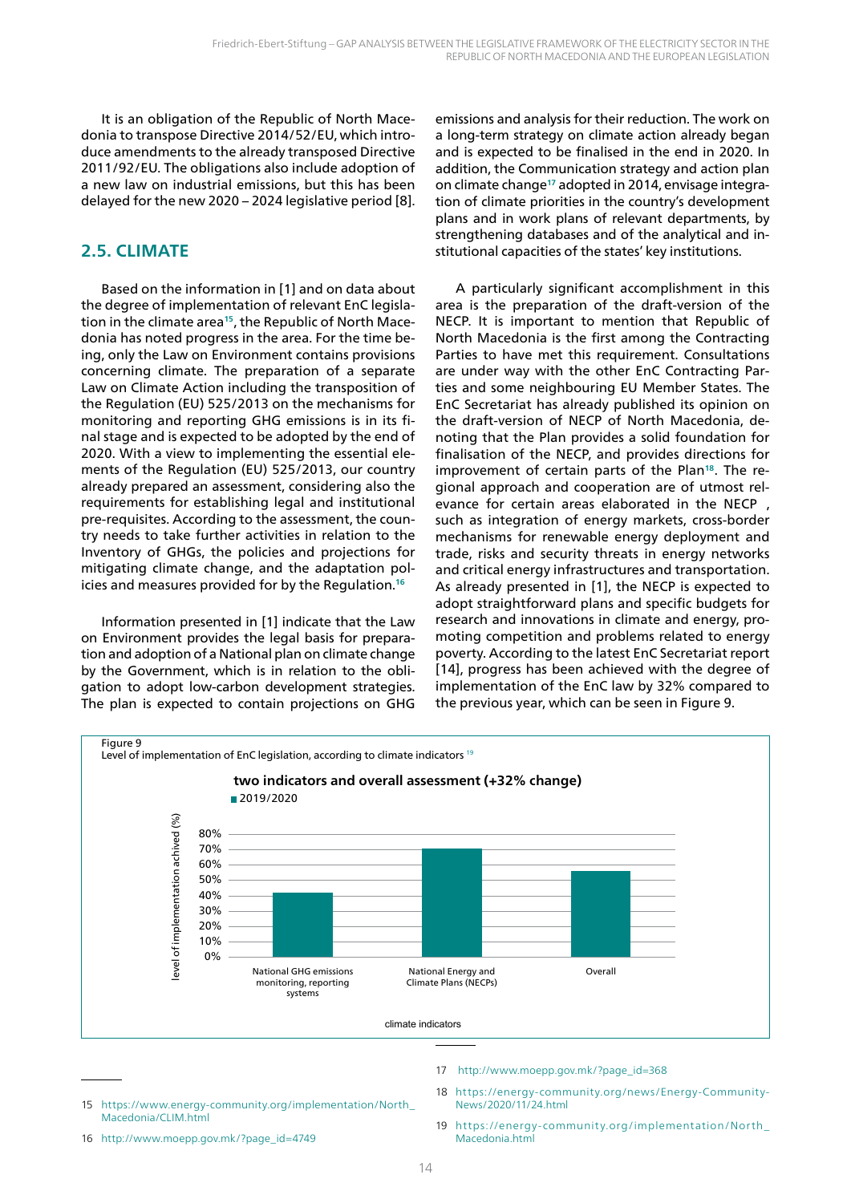It is an obligation of the Republic of North Macedonia to transpose Directive 2014/52/EU, which introduce amendments to the already transposed Directive 2011/92/EU. The obligations also include adoption of a new law on industrial emissions, but this has been delayed for the new 2020 – 2024 legislative period [8].

## 2.5. CLIMATE

Based on the information in [1] and on data about the degree of implementation of relevant EnC legislation in the climate area[15], the Republic of North Macedonia has noted progress in the area. For the time being, only the Law on Environment contains provisions concerning climate. The preparation of a separate Law on Climate Action including the transposition of the Regulation (EU) 525/2013 on the mechanisms for monitoring and reporting GHG emissions is in its final stage and is expected to be adopted by the end of 2020. With a view to implementing the essential elements of the Regulation (EU) 525/2013, our country already prepared an assessment, considering also the requirements for establishing legal and institutional pre-requisites. According to the assessment, the country needs to take further activities in relation to the Inventory of GHGs, the policies and projections for mitigating climate change, and the adaptation policies and measures provided for by the Regulation.[16]

Information presented in [1] indicate that the Law on Environment provides the legal basis for preparation and adoption of a National plan on climate change by the Government, which is in relation to the obligation to adopt low-carbon development strategies. The plan is expected to contain projections on GHG emissions and analysis for their reduction. The work on a long-term strategy on climate action already began and is expected to be finalised in the end in 2020. In addition, the Communication strategy and action plan on climate change[17] adopted in 2014, envisage integration of climate priorities in the country's development plans and in work plans of relevant departments, by strengthening databases and of the analytical and institutional capacities of the states' key institutions.

A particularly significant accomplishment in this area is the preparation of the draft-version of the NECP. It is important to mention that Republic of North Macedonia is the first among the Contracting Parties to have met this requirement. Consultations are under way with the other EnC Contracting Parties and some neighbouring EU Member States. The EnC Secretariat has already published its opinion on the draft-version of NECP of North Macedonia, denoting that the Plan provides a solid foundation for finalisation of the NECP, and provides directions for improvement of certain parts of the Plan[18]. The regional approach and cooperation are of utmost relevance for certain areas elaborated in the NECP , such as integration of energy markets, cross-border mechanisms for renewable energy deployment and trade, risks and security threats in energy networks and critical energy infrastructures and transportation. As already presented in [1], the NECP is expected to adopt straightforward plans and specific budgets for research and innovations in climate and energy, promoting competition and problems related to energy poverty. According to the latest EnC Secretariat report [14], progress has been achieved with the degree of implementation of the EnC law by 32% compared to the previous year, which can be seen in Figure 9.

Figure 9
Level of implementation of EnC legislation, according to climate indicators [19]

**two indicators and overall assessment (+32% change)**

| climate indicators | 2019/2020 – level of implementation achived (%) |
|---|---|
| National GHG emissions monitoring, reporting systems | ~42% |
| National Energy and Climate Plans (NECPs) | ~70% |
| Overall | ~56% |

15 https://www.energy-community.org/implementation/North_Macedonia/CLIM.html

16 http://www.moepp.gov.mk/?page_id=4749

17 http://www.moepp.gov.mk/?page_id=368

18 https://energy-community.org/news/Energy-Community-News/2020/11/24.html

19 https://energy-community.org/implementation/North_Macedonia.html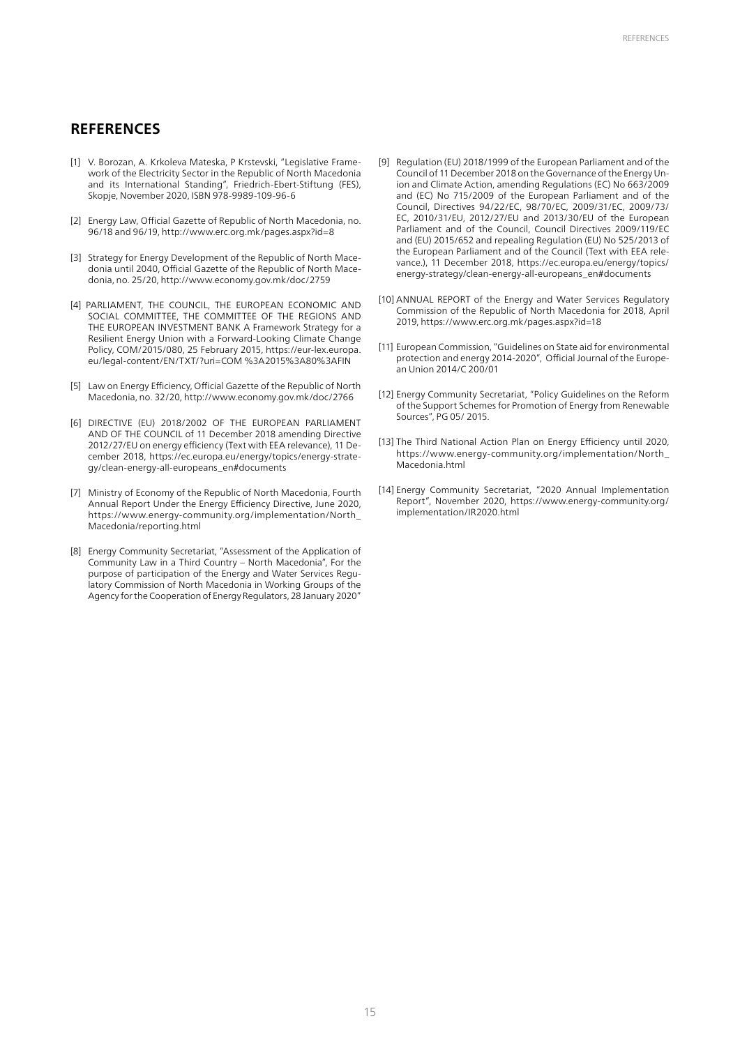## REFERENCES

[1] V. Borozan, A. Krkoleva Mateska, P Krstevski, "Legislative Framework of the Electricity Sector in the Republic of North Macedonia and its International Standing", Friedrich-Ebert-Stiftung (FES), Skopje, November 2020, ISBN 978-9989-109-96-6

[2] Energy Law, Official Gazette of Republic of North Macedonia, no. 96/18 and 96/19, http://www.erc.org.mk/pages.aspx?id=8

[3] Strategy for Energy Development of the Republic of North Macedonia until 2040, Official Gazette of the Republic of North Macedonia, no. 25/20, http://www.economy.gov.mk/doc/2759

[4] PARLIAMENT, THE COUNCIL, THE EUROPEAN ECONOMIC AND SOCIAL COMMITTEE, THE COMMITTEE OF THE REGIONS AND THE EUROPEAN INVESTMENT BANK A Framework Strategy for a Resilient Energy Union with a Forward-Looking Climate Change Policy, COM/2015/080, 25 February 2015, https://eur-lex.europa.eu/legal-content/EN/TXT/?uri=COM %3A2015%3A80%3AFIN

[5] Law on Energy Efficiency, Official Gazette of the Republic of North Macedonia, no. 32/20, http://www.economy.gov.mk/doc/2766

[6] DIRECTIVE (EU) 2018/2002 OF THE EUROPEAN PARLIAMENT AND OF THE COUNCIL of 11 December 2018 amending Directive 2012/27/EU on energy efficiency (Text with EEA relevance), 11 December 2018, https://ec.europa.eu/energy/topics/energy-strategy/clean-energy-all-europeans_en#documents

[7] Ministry of Economy of the Republic of North Macedonia, Fourth Annual Report Under the Energy Efficiency Directive, June 2020, https://www.energy-community.org/implementation/North_Macedonia/reporting.html

[8] Energy Community Secretariat, "Assessment of the Application of Community Law in a Third Country – North Macedonia", For the purpose of participation of the Energy and Water Services Regulatory Commission of North Macedonia in Working Groups of the Agency for the Cooperation of Energy Regulators, 28 January 2020"

[9] Regulation (EU) 2018/1999 of the European Parliament and of the Council of 11 December 2018 on the Governance of the Energy Union and Climate Action, amending Regulations (EC) No 663/2009 and (EC) No 715/2009 of the European Parliament and of the Council, Directives 94/22/EC, 98/70/EC, 2009/31/EC, 2009/73/EC, 2010/31/EU, 2012/27/EU and 2013/30/EU of the European Parliament and of the Council, Council Directives 2009/119/EC and (EU) 2015/652 and repealing Regulation (EU) No 525/2013 of the European Parliament and of the Council (Text with EEA relevance.), 11 December 2018, https://ec.europa.eu/energy/topics/energy-strategy/clean-energy-all-europeans_en#documents

[10] ANNUAL REPORT of the Energy and Water Services Regulatory Commission of the Republic of North Macedonia for 2018, April 2019, https://www.erc.org.mk/pages.aspx?id=18

[11] European Commission, "Guidelines on State aid for environmental protection and energy 2014-2020", Official Journal of the European Union 2014/C 200/01

[12] Energy Community Secretariat, "Policy Guidelines on the Reform of the Support Schemes for Promotion of Energy from Renewable Sources", PG 05/ 2015.

[13] The Third National Action Plan on Energy Efficiency until 2020, https://www.energy-community.org/implementation/North_Macedonia.html

[14] Energy Community Secretariat, "2020 Annual Implementation Report", November 2020, https://www.energy-community.org/implementation/IR2020.html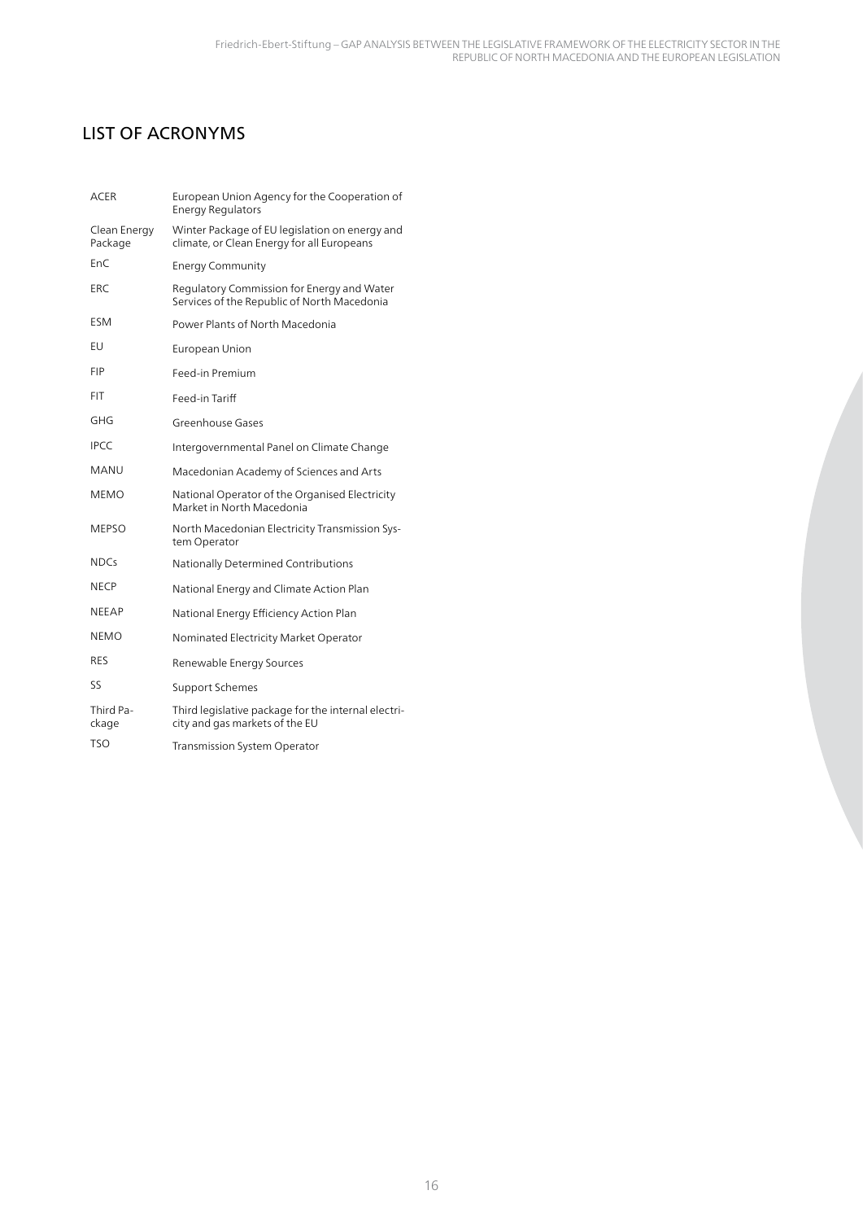## LIST OF ACRONYMS

| | |
|---|---|
| ACER | European Union Agency for the Cooperation of Energy Regulators |
| Clean Energy Package | Winter Package of EU legislation on energy and climate, or Clean Energy for all Europeans |
| EnC | Energy Community |
| ERC | Regulatory Commission for Energy and Water Services of the Republic of North Macedonia |
| ESM | Power Plants of North Macedonia |
| EU | European Union |
| FIP | Feed-in Premium |
| FIT | Feed-in Tariff |
| GHG | Greenhouse Gases |
| IPCC | Intergovernmental Panel on Climate Change |
| MANU | Macedonian Academy of Sciences and Arts |
| MEMO | National Operator of the Organised Electricity Market in North Macedonia |
| MEPSO | North Macedonian Electricity Transmission System Operator |
| NDCs | Nationally Determined Contributions |
| NECP | National Energy and Climate Action Plan |
| NEEAP | National Energy Efficiency Action Plan |
| NEMO | Nominated Electricity Market Operator |
| RES | Renewable Energy Sources |
| SS | Support Schemes |
| Third Package | Third legislative package for the internal electricity and gas markets of the EU |
| TSO | Transmission System Operator |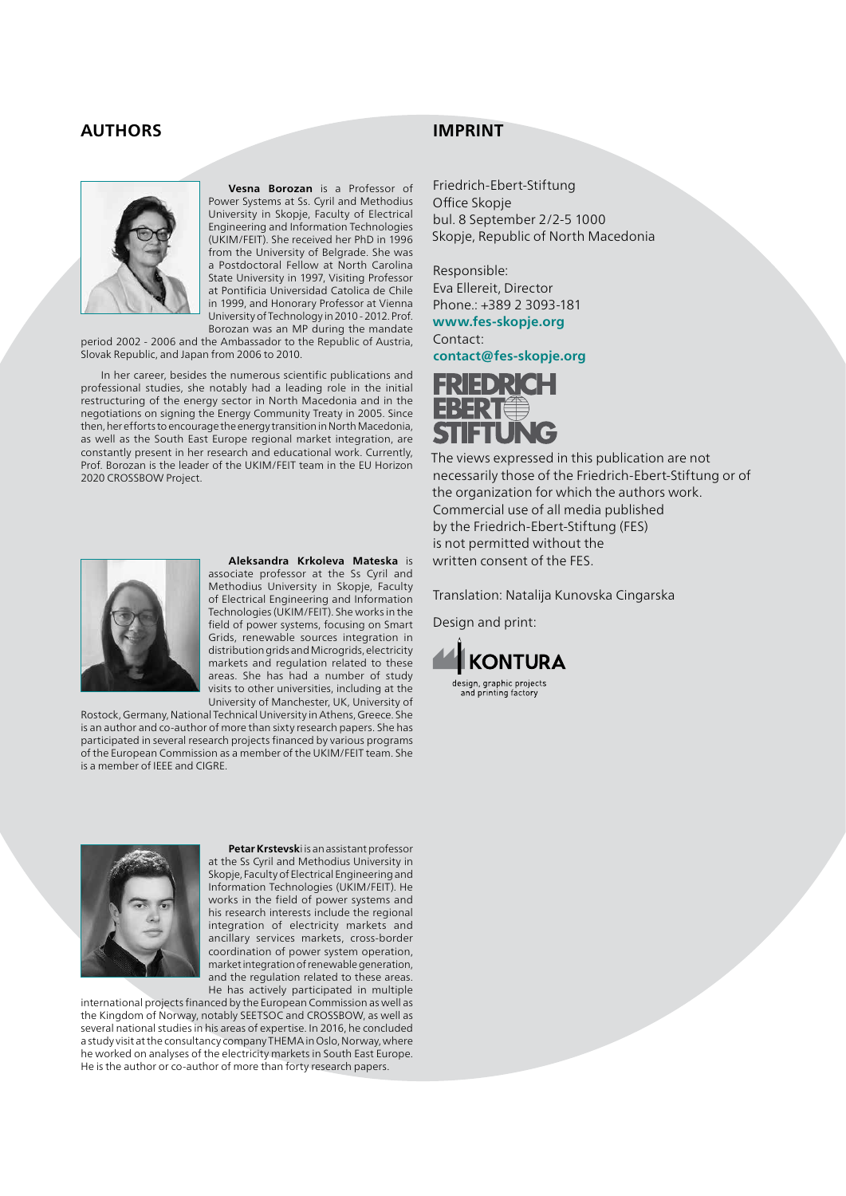## AUTHORS

**Vesna Borozan** is a Professor of Power Systems at Ss. Cyril and Methodius University in Skopje, Faculty of Electrical Engineering and Information Technologies (UKIM/FEIT). She received her PhD in 1996 from the University of Belgrade. She was a Postdoctoral Fellow at North Carolina State University in 1997, Visiting Professor at Pontificia Universidad Catolica de Chile in 1999, and Honorary Professor at Vienna University of Technology in 2010 - 2012. Prof. Borozan was an MP during the mandate period 2002 - 2006 and the Ambassador to the Republic of Austria, Slovak Republic, and Japan from 2006 to 2010.

In her career, besides the numerous scientific publications and professional studies, she notably had a leading role in the initial restructuring of the energy sector in North Macedonia and in the negotiations on signing the Energy Community Treaty in 2005. Since then, her efforts to encourage the energy transition in North Macedonia, as well as the South East Europe regional market integration, are constantly present in her research and educational work. Currently, Prof. Borozan is the leader of the UKIM/FEIT team in the EU Horizon 2020 CROSSBOW Project.

**Aleksandra Krkoleva Mateska** is associate professor at the Ss Cyril and Methodius University in Skopje, Faculty of Electrical Engineering and Information Technologies (UKIM/FEIT). She works in the field of power systems, focusing on Smart Grids, renewable sources integration in distribution grids and Microgrids, electricity markets and regulation related to these areas. She has had a number of study visits to other universities, including at the University of Manchester, UK, University of Rostock, Germany, National Technical University in Athens, Greece. She is an author and co-author of more than sixty research papers. She has participated in several research projects financed by various programs of the European Commission as a member of the UKIM/FEIT team. She is a member of IEEE and CIGRE.

**Petar Krstevski** is an assistant professor at the Ss Cyril and Methodius University in Skopje, Faculty of Electrical Engineering and Information Technologies (UKIM/FEIT). He works in the field of power systems and his research interests include the regional integration of electricity markets and ancillary services markets, cross-border coordination of power system operation, market integration of renewable generation, and the regulation related to these areas. He has actively participated in multiple international projects financed by the European Commission as well as the Kingdom of Norway, notably SEETSOC and CROSSBOW, as well as several national studies in his areas of expertise. In 2016, he concluded a study visit at the consultancy company THEMA in Oslo, Norway, where he worked on analyses of the electricity markets in South East Europe. He is the author or co-author of more than forty research papers.

## IMPRINT

Friedrich-Ebert-Stiftung
Office Skopje
bul. 8 September 2/2-5 1000
Skopje, Republic of North Macedonia

Responsible:
Eva Ellereit, Director
Phone.: +389 2 3093-181
**www.fes-skopje.org**
Contact:
**contact@fes-skopje.org**

FRIEDRICH EBERT STIFTUNG

The views expressed in this publication are not necessarily those of the Friedrich-Ebert-Stiftung or of the organization for which the authors work. Commercial use of all media published by the Friedrich-Ebert-Stiftung (FES) is not permitted without the written consent of the FES.

Translation: Natalija Kunovska Cingarska

Design and print:

KONTURA
design, graphic projects and printing factory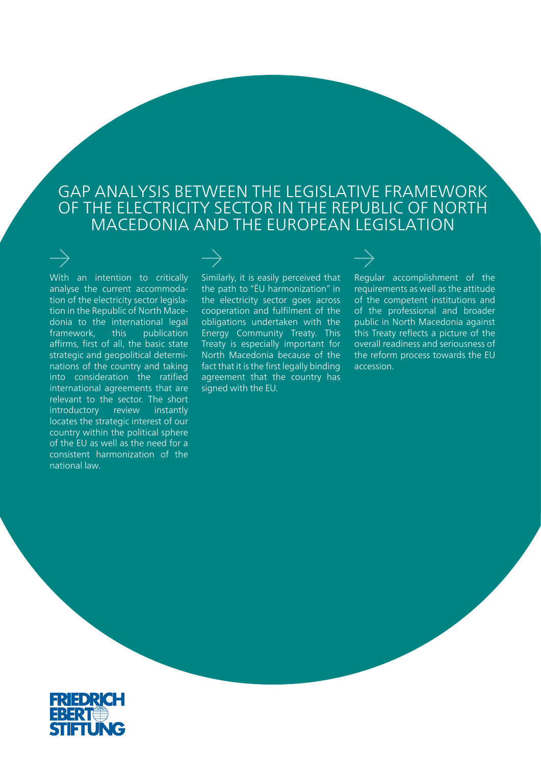# GAP ANALYSIS BETWEEN THE LEGISLATIVE FRAMEWORK OF THE ELECTRICITY SECTOR IN THE REPUBLIC OF NORTH MACEDONIA AND THE EUROPEAN LEGISLATION

→

With an intention to critically analyse the current accommodation of the electricity sector legislation in the Republic of North Macedonia to the international legal framework, this publication affirms, first of all, the basic state strategic and geopolitical determinations of the country and taking into consideration the ratified international agreements that are relevant to the sector. The short introductory review instantly locates the strategic interest of our country within the political sphere of the EU as well as the need for a consistent harmonization of the national law.

→

Similarly, it is easily perceived that the path to "ЁU harmonization" in the electricity sector goes across cooperation and fulfilment of the obligations undertaken with the Energy Community Treaty. This Treaty is especially important for North Macedonia because of the fact that it is the first legally binding agreement that the country has signed with the EU.

→

Regular accomplishment of the requirements as well as the attitude of the competent institutions and of the professional and broader public in North Macedonia against this Treaty reflects a picture of the overall readiness and seriousness of the reform process towards the EU accession.

FRIEDRICH EBERT STIFTUNG